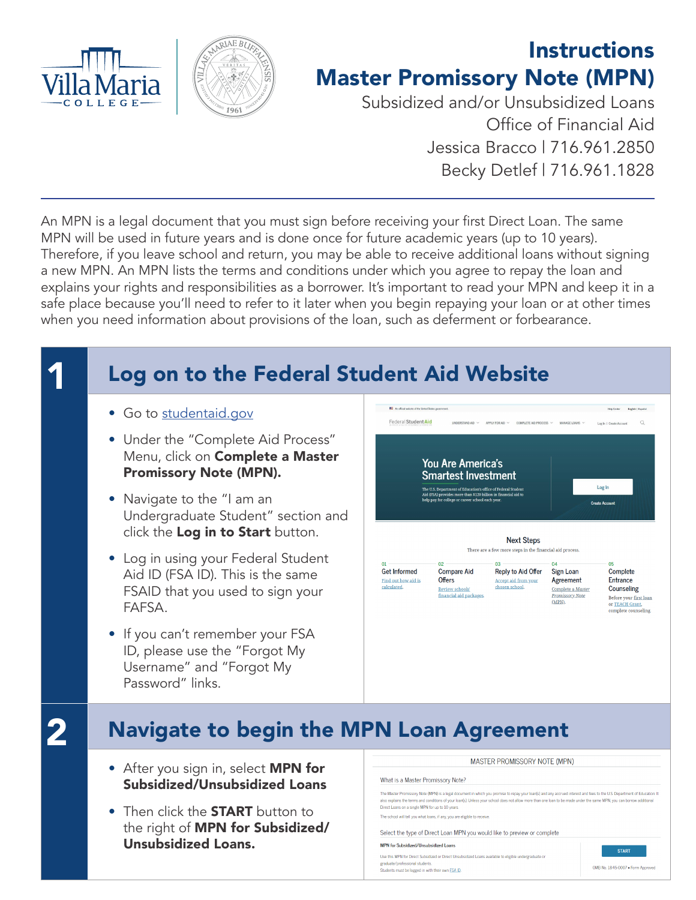# Instructions

# Master Promissory Note (MPN)

Subsidized and/or Unsubsidized Loans
Office of Financial Aid
Jessica Bracco | 716.961.2850
Becky Detlef | 716.961.1828

An MPN is a legal document that you must sign before receiving your first Direct Loan. The same MPN will be used in future years and is done once for future academic years (up to 10 years). Therefore, if you leave school and return, you may be able to receive additional loans without signing a new MPN. An MPN lists the terms and conditions under which you agree to repay the loan and explains your rights and responsibilities as a borrower. It's important to read your MPN and keep it in a safe place because you'll need to refer to it later when you begin repaying your loan or at other times when you need information about provisions of the loan, such as deferment or forbearance.

## 1 Log on to the Federal Student Aid Website

- Go to studentaid.gov
- Under the "Complete Aid Process" Menu, click on **Complete a Master Promissory Note (MPN).**
- Navigate to the "I am an Undergraduate Student" section and click the **Log in to Start** button.
- Log in using your Federal Student Aid ID (FSA ID). This is the same FSAID that you used to sign your FAFSA.
- If you can't remember your FSA ID, please use the "Forgot My Username" and "Forgot My Password" links.

## 2 Navigate to begin the MPN Loan Agreement

- After you sign in, select **MPN for Subsidized/Unsubsidized Loans**
- Then click the **START** button to the right of **MPN for Subsidized/ Unsubsidized Loans.**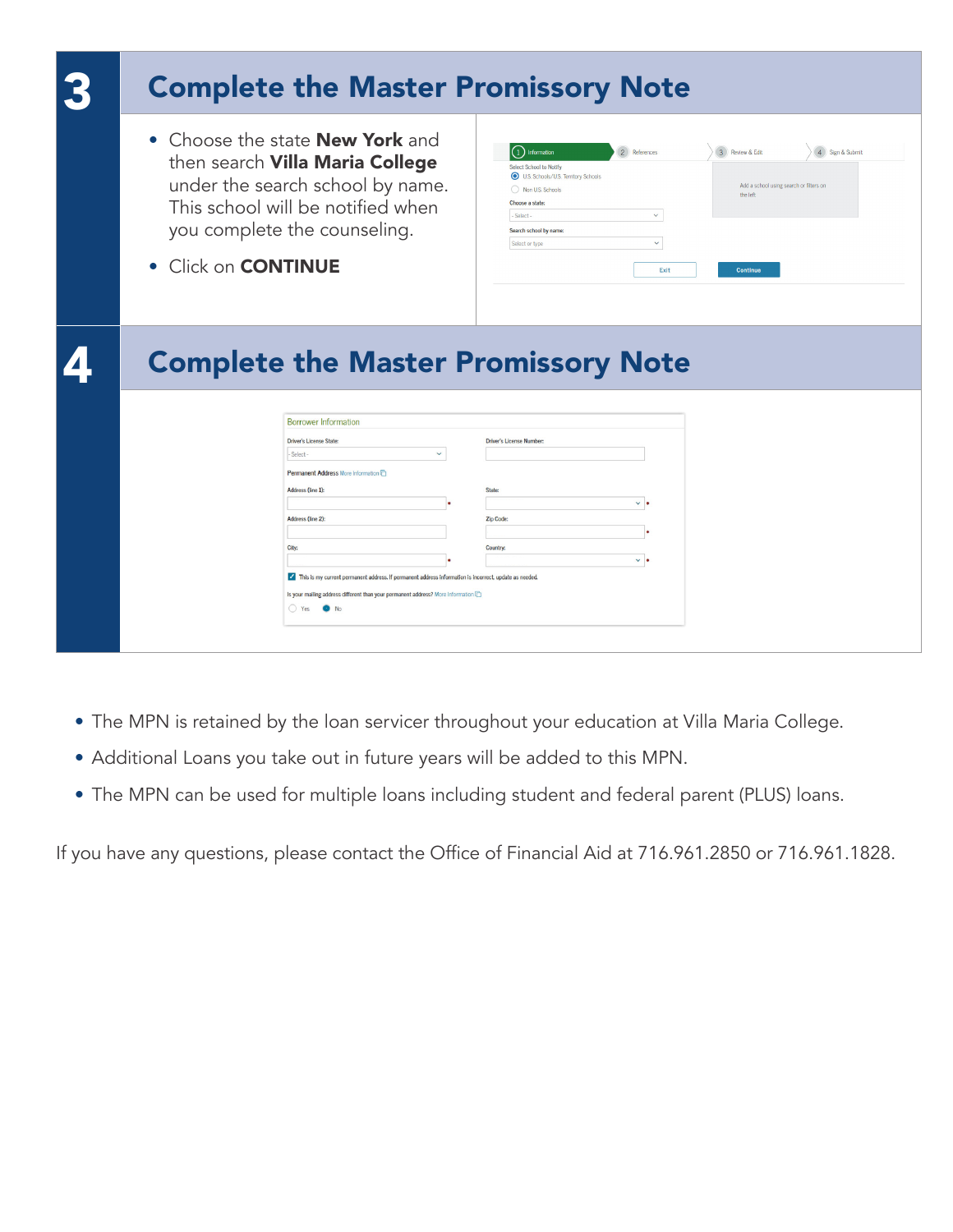## 3 Complete the Master Promissory Note

- Choose the state **New York** and then search **Villa Maria College** under the search school by name. This school will be notified when you complete the counseling.
- Click on **CONTINUE**

## 4 Complete the Master Promissory Note

- The MPN is retained by the loan servicer throughout your education at Villa Maria College.
- Additional Loans you take out in future years will be added to this MPN.
- The MPN can be used for multiple loans including student and federal parent (PLUS) loans.

If you have any questions, please contact the Office of Financial Aid at 716.961.2850 or 716.961.1828.